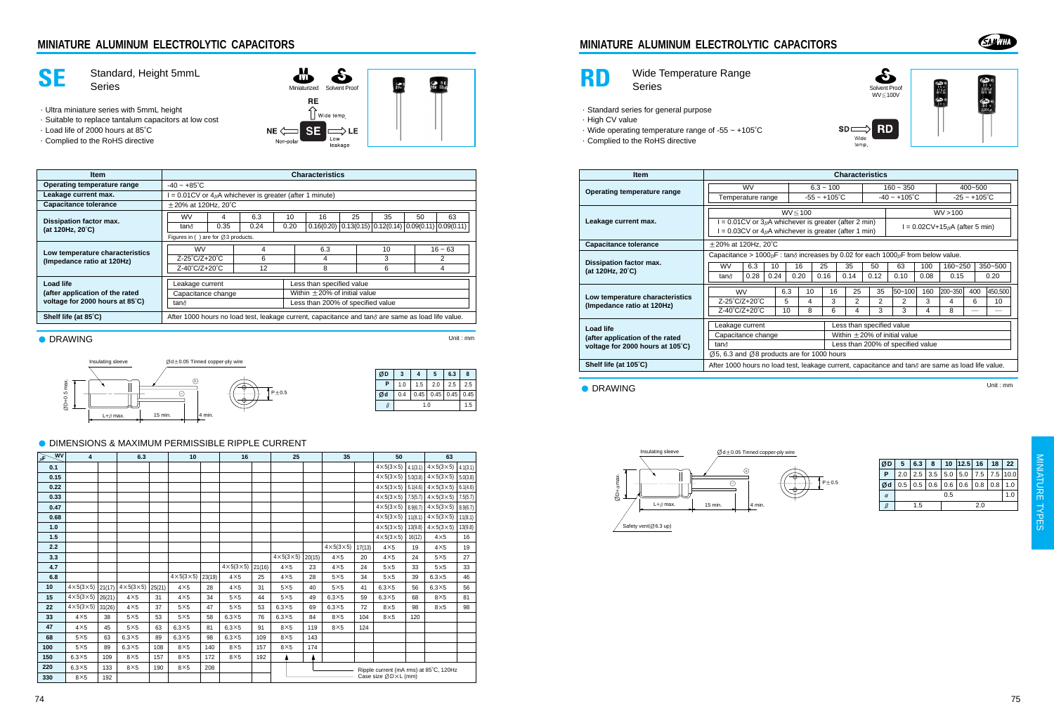# MINIATURE ALUMINUM ELECTROLYTIC CAPACITORS

## SE Standard, Height 5mmL Series

- Ultra miniature series with 5mmL height
- Suitable to replace tantalum capacitors at low cost
- Load life of 2000 hours at 85˚C
- Complied to the RoHS directive

| Item | Characteristics |
|---|---|
| Operating temperature range | -40 ~ +85˚C |
| Leakage current max. | I = 0.01CV or 4μA whichever is greater (after 1 minute) |
| Capacitance tolerance | ±20% at 120Hz, 20˚C |
| Dissipation factor max. (at 120Hz, 20˚C) | WV: 4 / 6.3 / 10 / 16 / 25 / 35 / 50 / 63; tanδ: 0.35 / 0.24 / 0.20 / 0.16(0.20) / 0.13(0.15) / 0.12(0.14) / 0.09(0.11) / 0.09(0.11). Figures in ( ) are for Ø3 products. |
| Low temperature characteristics (Impedance ratio at 120Hz) | WV: 4 / 6.3 / 10 / 16 ~ 63; Z-25˚C/Z+20˚C: 6 / 4 / 3 / 2; Z-40˚C/Z+20˚C: 12 / 8 / 6 / 4 |
| Load life (after application of the rated voltage for 2000 hours at 85˚C) | Leakage current: Less than specified value; Capacitance change: Within ±20% of initial value; tanδ: Less than 200% of specified value |
| Shelf life (at 85˚C) | After 1000 hours no load test, leakage current, capacitance and tanδ are same as load life value. |

### DRAWING

Unit : mm

Insulating sleeve, Ød±0.05 Tinned copper-ply wire, ØD+0.5 max., L+β max., 15 min., 4 min., P±0.5

| ØD | 3 | 4 | 5 | 6.3 | 8 |
|---|---|---|---|---|---|
| P | 1.0 | 1.5 | 2.0 | 2.5 | 2.5 |
| Ød | 0.4 | 0.45 | 0.45 | 0.45 | 0.45 |
| β | 1.0 | | | | 1.5 |

### DIMENSIONS & MAXIMUM PERMISSIBLE RIPPLE CURRENT

| μF \ WV | 4 | | 6.3 | | 10 | | 16 | | 25 | | 35 | | 50 | | 63 | |
|---|---|---|---|---|---|---|---|---|---|---|---|---|---|---|---|---|
| 0.1 | | | | | | | | | | | | | 4×5(3×5) | 4.1(3.1) | 4×5(3×5) | 4.1(3.1) |
| 0.15 | | | | | | | | | | | | | 4×5(3×5) | 5.0(3.8) | 4×5(3×5) | 5.0(3.8) |
| 0.22 | | | | | | | | | | | | | 4×5(3×5) | 6.1(4.6) | 4×5(3×5) | 6.1(4.6) |
| 0.33 | | | | | | | | | | | | | 4×5(3×5) | 7.5(5.7) | 4×5(3×5) | 7.5(5.7) |
| 0.47 | | | | | | | | | | | | | 4×5(3×5) | 8.9(6.7) | 4×5(3×5) | 8.9(6.7) |
| 0.68 | | | | | | | | | | | | | 4×5(3×5) | 11(8.1) | 4×5(3×5) | 11(8.1) |
| 1.0 | | | | | | | | | | | | | 4×5(3×5) | 13(9.8) | 4×5(3×5) | 13(9.8) |
| 1.5 | | | | | | | | | | | | | 4×5(3×5) | 16(12) | 4×5 | 16 |
| 2.2 | | | | | | | | | | | 4×5(3×5) | 17(13) | 4×5 | 19 | 4×5 | 19 |
| 3.3 | | | | | | | | | 4×5(3×5) | 20(15) | 4×5 | 20 | 4×5 | 24 | 5×5 | 27 |
| 4.7 | | | | | | | 4×5(3×5) | 21(16) | 4×5 | 23 | 4×5 | 24 | 5×5 | 33 | 5×5 | 33 |
| 6.8 | | | | | 4×5(3×5) | 23(19) | 4×5 | 25 | 4×5 | 28 | 5×5 | 34 | 5×5 | 39 | 6.3×5 | 46 |
| 10 | 4×5(3×5) | 21(17) | 4×5(3×5) | 25(21) | 4×5 | 28 | 4×5 | 31 | 5×5 | 40 | 5×5 | 41 | 6.3×5 | 56 | 6.3×5 | 56 |
| 15 | 4×5(3×5) | 26(21) | 4×5 | 31 | 4×5 | 34 | 5×5 | 44 | 5×5 | 49 | 6.3×5 | 59 | 6.3×5 | 68 | 8×5 | 81 |
| 22 | 4×5(3×5) | 31(26) | 4×5 | 37 | 5×5 | 47 | 5×5 | 53 | 6.3×5 | 69 | 6.3×5 | 72 | 8×5 | 98 | 8×5 | 98 |
| 33 | 4×5 | 38 | 5×5 | 53 | 5×5 | 58 | 6.3×5 | 76 | 6.3×5 | 84 | 8×5 | 104 | 8×5 | 120 | | |
| 47 | 4×5 | 45 | 5×5 | 63 | 6.3×5 | 81 | 6.3×5 | 91 | 8×5 | 119 | 8×5 | 124 | | | | |
| 68 | 5×5 | 63 | 6.3×5 | 89 | 6.3×5 | 98 | 6.3×5 | 109 | 8×5 | 143 | | | | | | |
| 100 | 5×5 | 89 | 6.3×5 | 108 | 8×5 | 140 | 8×5 | 157 | 8×5 | 174 | | | | | | |
| 150 | 6.3×5 | 109 | 8×5 | 157 | 8×5 | 172 | 8×5 | 192 | | | | | | | | |
| 220 | 6.3×5 | 133 | 8×5 | 190 | 8×5 | 208 | | | | | | | | | | |
| 330 | 8×5 | 192 | | | | | | | | | | | | | | |

Ripple current (mA rms) at 85˚C, 120Hz
Case size ØD×L (mm)

## RD Wide Temperature Range Series

- Standard series for general purpose
- High CV value
- Wide operating temperature range of -55 ~ +105˚C
- Complied to the RoHS directive

| Item | Characteristics |
|---|---|
| Operating temperature range | WV: 6.3 ~ 100 / 160 ~ 350 / 400~500; Temperature range: -55 ~ +105˚C / -40 ~ +105˚C / -25 ~ +105˚C |
| Leakage current max. | WV≤100: I = 0.01CV or 3μA whichever is greater (after 2 min); I = 0.03CV or 4μA whichever is greater (after 1 min). WV>100: I = 0.02CV+15μA (after 5 min) |
| Capacitance tolerance | ±20% at 120Hz, 20˚C |
| Dissipation factor max. (at 120Hz, 20˚C) | Capacitance > 1000μF : tanδ increases by 0.02 for each 1000μF from below value. WV: 6.3 / 10 / 16 / 25 / 35 / 50 / 63 / 100 / 160~250 / 350~500; tanδ: 0.28 / 0.24 / 0.20 / 0.16 / 0.14 / 0.12 / 0.10 / 0.08 / 0.15 / 0.20 |
| Low temperature characteristics (Impedance ratio at 120Hz) | WV: 6.3 / 10 / 16 / 25 / 35 / 50~100 / 160 / 200~350 / 400 / 450,500; Z-25˚C/Z+20˚C: 5 / 4 / 3 / 2 / 2 / 2 / 3 / 4 / 6 / 10; Z-40˚C/Z+20˚C: 10 / 8 / 6 / 4 / 3 / 3 / 4 / 8 / — / — |
| Load life (after application of the rated voltage for 2000 hours at 105˚C) | Leakage current: Less than specified value; Capacitance change: Within ±20% of initial value; tanδ: Less than 200% of specified value. Ø5, 6.3 and Ø8 products are for 1000 hours |
| Shelf life (at 105˚C) | After 1000 hours no load test, leakage current, capacitance and tanδ are same as load life value. |

### DRAWING

Unit : mm

Insulating sleeve, Ød±0.05 Tinned copper-ply wire, ØD+α max., L+β max., 15 min., 4 min., P±0.5, Safety vent(Ø6.3 up)

| ØD | 5 | 6.3 | 8 | 10 | 12.5 | 16 | 18 | 22 |
|---|---|---|---|---|---|---|---|---|
| P | 2.0 | 2.5 | 3.5 | 5.0 | 5.0 | 7.5 | 7.5 | 10.0 |
| Ød | 0.5 | 0.5 | 0.6 | 0.6 | 0.6 | 0.8 | 0.8 | 1.0 |
| α | 0.5 | | | | | | | 1.0 |
| β | 1.5 | | 2.0 | | | | | |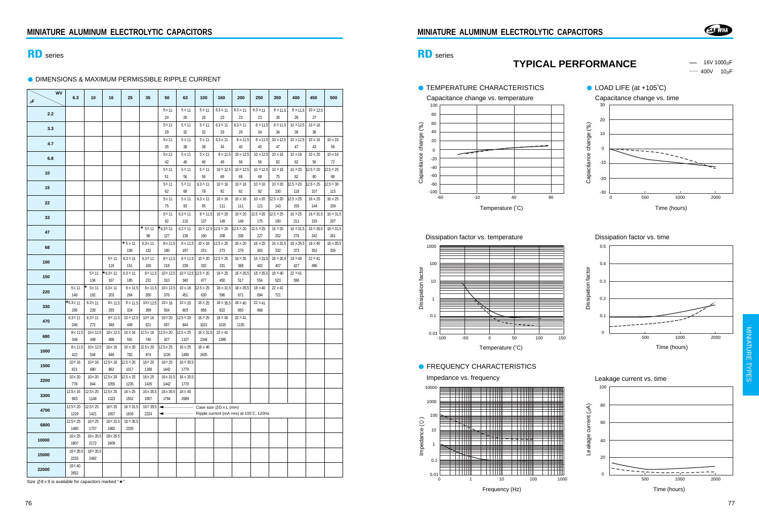## MINIATURE ALUMINUM ELECTROLYTIC CAPACITORS

# RD series

### DIMENSIONS & MAXIMUM PERMISSIBLE RIPPLE CURRENT

| μF \ WV | 6.3 | 10 | 16 | 25 | 35 | 50 | 63 | 100 | 160 | 200 | 250 | 350 | 400 | 450 | 500 |
|---|---|---|---|---|---|---|---|---|---|---|---|---|---|---|---|
| 2.2 | | | | | | 5×11 | 5×11 | 5×11 | 6.3×11 | 6.3×11 | 6.3×11 | 8×11.5 | 8×11.5 | 10×12.5 | |
| | | | | | | 24 | 26 | 26 | 23 | 23 | 23 | 28 | 28 | 27 | |
| 3.3 | | | | | | 5×11 | 5×11 | 5×11 | 6.3×11 | 6.3×11 | 8×11.5 | 8×11.5 | 10×12.5 | 10×16 | |
| | | | | | | 29 | 32 | 32 | 29 | 29 | 34 | 34 | 39 | 36 | |
| 4.7 | | | | | | 5×11 | 5×11 | 5×11 | 6.3×11 | 8×11.5 | 8×11.5 | 10×12.5 | 10×12.5 | 10×16 | 10×16 |
| | | | | | | 35 | 38 | 38 | 34 | 40 | 40 | 47 | 47 | 43 | 59 |
| 6.8 | | | | | | 5×11 | 5×11 | 5×11 | 8×11.5 | 10×12.5 | 10×12.5 | 10×16 | 10×16 | 10×20 | 10×16 |
| | | | | | | 42 | 46 | 46 | 49 | 56 | 56 | 62 | 62 | 56 | 72 |
| 10 | | | | | | 5×11 | 5×11 | 5×11 | 10×12.5 | 10×12.5 | 10×12.5 | 10×16 | 10×20 | 12.5×20 | 12.5×25 |
| | | | | | | 51 | 56 | 56 | 68 | 68 | 68 | 75 | 82 | 80 | 88 |
| 15 | | | | | | 5×11 | 5×11 | 6.3×11 | 10×16 | 10×16 | 10×16 | 10×20 | 12.5×20 | 12.5×25 | 12.5×30 |
| | | | | | | 62 | 68 | 78 | 92 | 92 | 92 | 100 | 118 | 107 | 115 |
| 22 | | | | | | 5×11 | 5×11 | 6.3×11 | 10×16 | 10×16 | 10×20 | 12.5×20 | 12.5×25 | 16×25 | 16×25 |
| | | | | | | 75 | 83 | 95 | 111 | 111 | 121 | 143 | 155 | 144 | 159 |
| 33 | | | | | | 5×11 | 6.3×11 | 8×11.5 | 10×20 | 10×20 | 12.5×20 | 12.5×25 | 16×25 | 16×31.5 | 16×31.5 |
| | | | | | | 92 | 116 | 137 | 149 | 149 | 175 | 190 | 211 | 193 | 207 |
| 47 | | | | | ★5×11 | ★6.3×11 | 6.3×11 | 10×12.5 | 12.5×20 | 12.5×20 | 12.5×25 | 16×25 | 16×31.5 | 16×35.5 | 18×31.5 |
| | | | | | 96 | 127 | 139 | 190 | 208 | 208 | 227 | 252 | 276 | 242 | 261 |
| 68 | | | | ★5×11 | 6.3×11 | 8×11.5 | 8×11.5 | 10×16 | 12.5×25 | 16×20 | 16×25 | 16×31.5 | 18×35.5 | 18×40 | 18×35.5 |
| | | | | 108 | 132 | 180 | 197 | 251 | 273 | 279 | 303 | 332 | 373 | 352 | 335 |
| 100 | | | 5×11 | 6.3×11 | 6.3×11 | 8×11.5 | 8×11.5 | 10×20 | 12.5×25 | 16×25 | 16×31.5 | 18×35.5 | 18×40 | 22×41 | |
| | | | 119 | 151 | 160 | 218 | 239 | 332 | 331 | 368 | 402 | 407 | 427 | 486 | |
| 150 | | 5×11 | ★6.3×11 | 6.3×11 | 8×11.5 | 10×12.5 | 10×12.5 | 12.5×20 | 16×25 | 16×35.5 | 18×35.5 | 18×40 | 22×41 | | |
| | | 134 | 167 | 185 | 231 | 310 | 340 | 477 | 450 | 517 | 554 | 523 | 596 | | |
| 220 | 5×11 | ★5×11 | 6.3×11 | 8×11.5 | 8×11.5 | 10×12.5 | 10×16 | 12.5×25 | 16×31.5 | 18×35.5 | 18×40 | 22×41 | | | |
| | 146 | 162 | 203 | 264 | 280 | 376 | 451 | 630 | 596 | 671 | 694 | 721 | | | |
| 330 | ★6.3×11 | 6.3×11 | 8×11.5 | 8×11.5 | 10×12.5 | 10×16 | 10×20 | 16×25 | 18×35.5 | 18×40 | 22×41 | | | | |
| | 206 | 228 | 293 | 324 | 399 | 504 | 603 | 856 | 822 | 850 | 968 | | | | |
| 470 | 6.3×11 | 6.3×11 | 8×11.5 | 10×12.5 | 10×16 | 10×20 | 12.5×20 | 16×25 | 18×40 | 22×41 | | | | | |
| | 246 | 272 | 349 | 449 | 521 | 657 | 844 | 1021 | 1015 | 1155 | | | | | |
| 680 | 8×11.5 | 10×12.5 | 10×12.5 | 10×16 | 12.5×16 | 12.5×20 | 12.5×25 | 16×31.5 | 22×41 | | | | | | |
| | 348 | 449 | 488 | 591 | 740 | 927 | 1107 | 1344 | 1390 | | | | | | |
| 1000 | 8×11.5 | 10×12.5 | 10×16 | 10×20 | 12.5×20 | 12.5×25 | 16×25 | 18×40 | | | | | | | |
| | 422 | 544 | 648 | 782 | 974 | 1226 | 1490 | 1925 | | | | | | | |
| 1500 | 10×16 | 10×16 | 12.5×16 | 12.5×20 | 16×20 | 16×25 | 16×35.5 | | | | | | | | |
| | 621 | 680 | 862 | 1017 | 1188 | 1442 | 1770 | | | | | | | | |
| 2200 | 10×20 | 10×20 | 12.5×20 | 12.5×25 | 16×25 | 16×31.5 | 16×35.5 | | | | | | | | |
| | 778 | 844 | 1055 | 1235 | 1426 | 1442 | 1770 | | | | | | | | |
| 3300 | 12.5×16 | 12.5×20 | 12.5×25 | 16×25 | 16×35.5 | 16×35.5 | 18×40 | | | | | | | | |
| | 983 | 1148 | 1323 | 1562 | 1857 | 1794 | 2689 | | | | | | | | |
| 4700 | 12.5×20 | 12.5×25 | 16×25 | 16×31.5 | 16×35.5 | | | | | | | | | | |
| | 1219 | 1421 | 1657 | 1916 | 2224 | | | | | | | | | | |
| 6800 | 12.5×25 | 16×25 | 16×31.5 | 18×35.5 | | | | | | | | | | | |
| | 1480 | 1737 | 1982 | 2335 | | | | | | | | | | | |
| 10000 | 16×25 | 16×35.5 | 18×35.5 | | | | | | | | | | | | |
| | 1807 | 2172 | 2409 | | | | | | | | | | | | |
| 15000 | 16×35.5 | 18×35.5 | | | | | | | | | | | | | |
| | 2233 | 2482 | | | | | | | | | | | | | |
| 22000 | 18×40 | | | | | | | | | | | | | | |
| | 2652 | | | | | | | | | | | | | | |

◄ Case size ØD×L (mm)
◄ Ripple current (mA rms) at 105˚C, 120Hz

Size Ø8×9 is available for capacitors marked "★"

## MINIATURE ALUMINUM ELECTROLYTIC CAPACITORS

# RD series

## TYPICAL PERFORMANCE

— 16V 1000μF
······ 400V 10μF

### TEMPERATURE CHARACTERISTICS

Capacitance change vs. temperature

Capacitance change (%)
100
80
60
40
20
0
-20
-40
-60
-80
-100
-60 -10 40 90
Temperature (˚C)

Dissipation factor vs. temperature

Dissipation factor
1000
100
10
1
0.1
0.01
-100 -50 0 50 100 150
Temperature (˚C)

### LOAD LIFE (at +105˚C)

Capacitance change vs. time

Capacitance change (%)
30
20
10
0
-10
-20
-30
0 500 1000 2000
Time (hours)

Dissipation factor vs. time

Dissipation factor
0.5
0.4
0.3
0.2
0.1
0
500 1000 2000
Time (hours)

Leakage current vs. time

Leakage current (μA)
100
80
60
40
20
0
500 1000 2000
Time (hours)

### FREQUENCY CHARACTERISTICS

Impedance vs. frequency

Impedance (Ω)
10000
1000
100
10
1
0.1
0.01
0 1 10 100 1000
Frequency (Hz)

MINIATURE TYPES